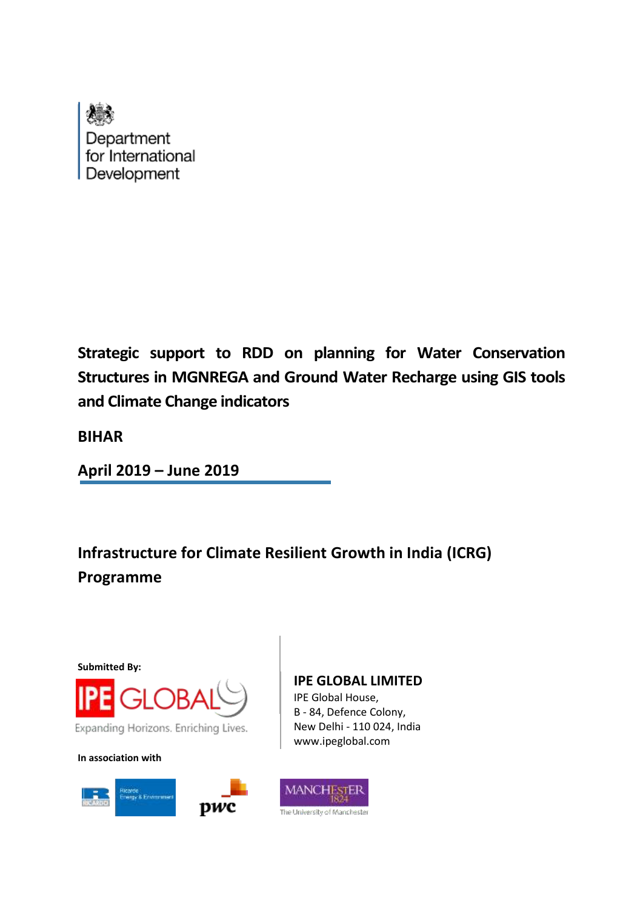Department for International Development

# Strategic support to RDD on planning for Water Conservation Structures in MGNREGA and Ground Water Recharge using GIS tools and Climate Change indicators

**BIHAR**

**April 2019 – June 2019**

## Infrastructure for Climate Resilient Growth in India (ICRG) Programme

**Submitted By:**

IPE GLOBAL

Expanding Horizons. Enriching Lives.

**IPE GLOBAL LIMITED**
IPE Global House,
B - 84, Defence Colony,
New Delhi - 110 024, India
www.ipeglobal.com

**In association with**

Ricardo Energy & Environment

pwc

MANCHESTER 1824 The University of Manchester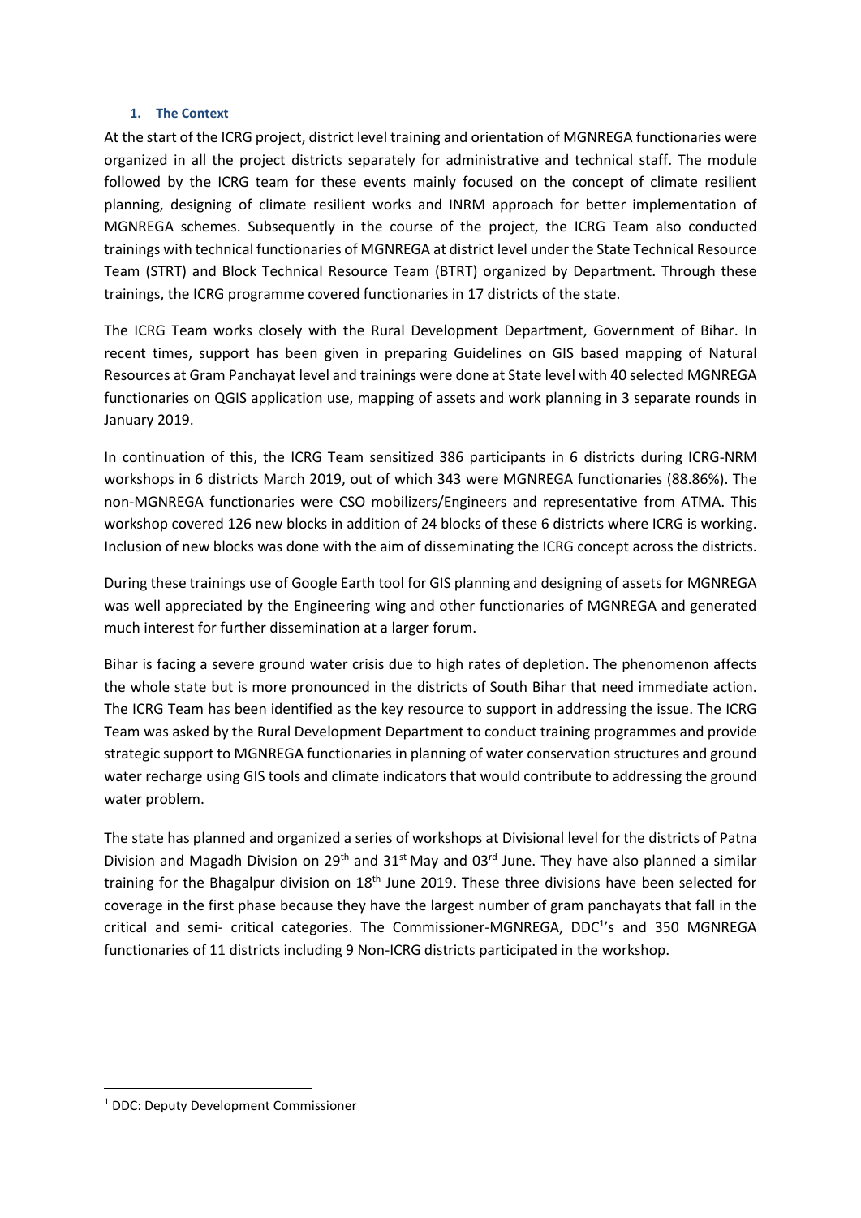## 1. The Context

At the start of the ICRG project, district level training and orientation of MGNREGA functionaries were organized in all the project districts separately for administrative and technical staff. The module followed by the ICRG team for these events mainly focused on the concept of climate resilient planning, designing of climate resilient works and INRM approach for better implementation of MGNREGA schemes. Subsequently in the course of the project, the ICRG Team also conducted trainings with technical functionaries of MGNREGA at district level under the State Technical Resource Team (STRT) and Block Technical Resource Team (BTRT) organized by Department. Through these trainings, the ICRG programme covered functionaries in 17 districts of the state.

The ICRG Team works closely with the Rural Development Department, Government of Bihar. In recent times, support has been given in preparing Guidelines on GIS based mapping of Natural Resources at Gram Panchayat level and trainings were done at State level with 40 selected MGNREGA functionaries on QGIS application use, mapping of assets and work planning in 3 separate rounds in January 2019.

In continuation of this, the ICRG Team sensitized 386 participants in 6 districts during ICRG-NRM workshops in 6 districts March 2019, out of which 343 were MGNREGA functionaries (88.86%). The non-MGNREGA functionaries were CSO mobilizers/Engineers and representative from ATMA. This workshop covered 126 new blocks in addition of 24 blocks of these 6 districts where ICRG is working. Inclusion of new blocks was done with the aim of disseminating the ICRG concept across the districts.

During these trainings use of Google Earth tool for GIS planning and designing of assets for MGNREGA was well appreciated by the Engineering wing and other functionaries of MGNREGA and generated much interest for further dissemination at a larger forum.

Bihar is facing a severe ground water crisis due to high rates of depletion. The phenomenon affects the whole state but is more pronounced in the districts of South Bihar that need immediate action. The ICRG Team has been identified as the key resource to support in addressing the issue. The ICRG Team was asked by the Rural Development Department to conduct training programmes and provide strategic support to MGNREGA functionaries in planning of water conservation structures and ground water recharge using GIS tools and climate indicators that would contribute to addressing the ground water problem.

The state has planned and organized a series of workshops at Divisional level for the districts of Patna Division and Magadh Division on 29th and 31st May and 03rd June. They have also planned a similar training for the Bhagalpur division on 18th June 2019. These three divisions have been selected for coverage in the first phase because they have the largest number of gram panchayats that fall in the critical and semi- critical categories. The Commissioner-MGNREGA, DDC[1]'s and 350 MGNREGA functionaries of 11 districts including 9 Non-ICRG districts participated in the workshop.

[1] DDC: Deputy Development Commissioner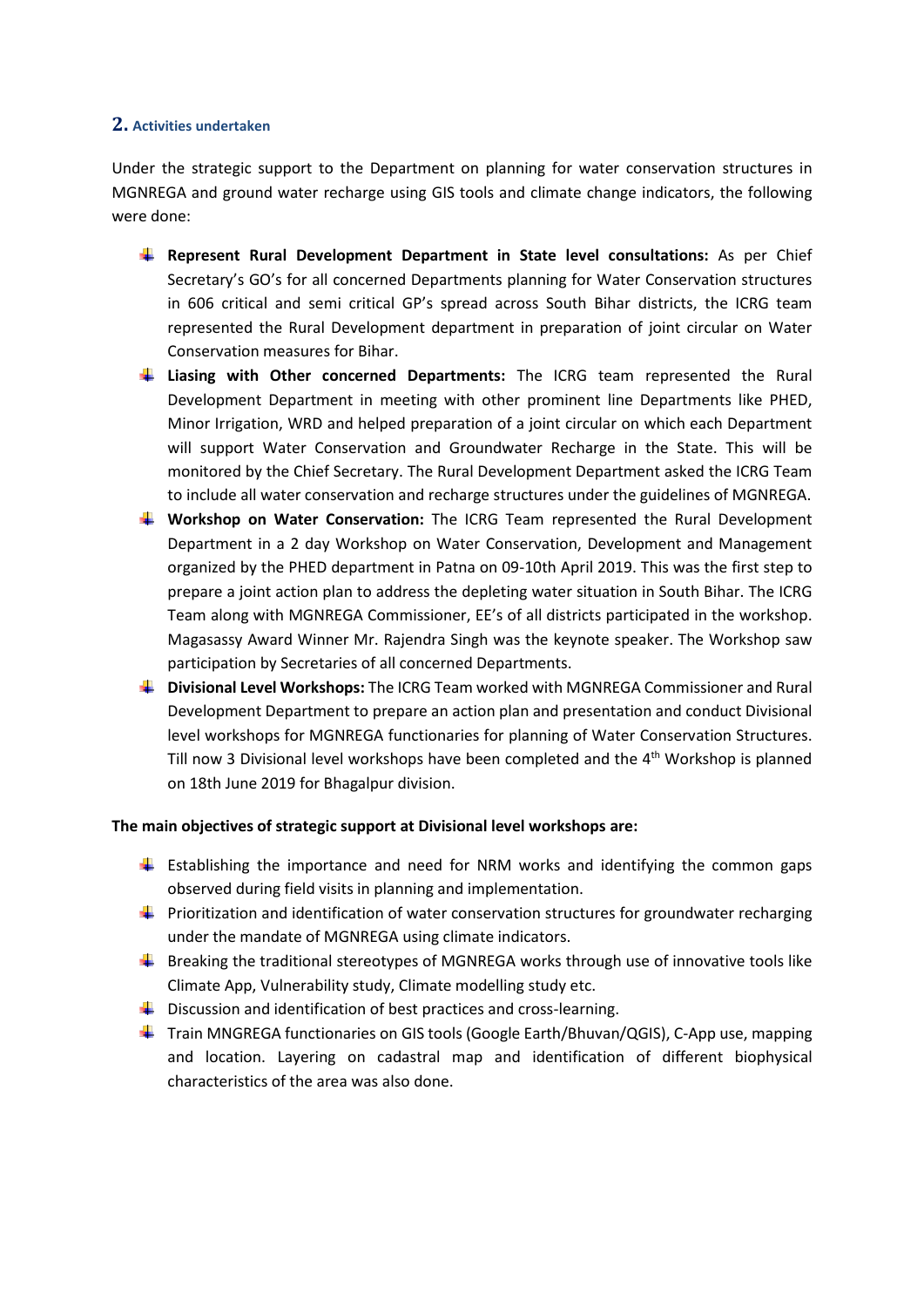## 2. Activities undertaken

Under the strategic support to the Department on planning for water conservation structures in MGNREGA and ground water recharge using GIS tools and climate change indicators, the following were done:

- **Represent Rural Development Department in State level consultations:** As per Chief Secretary's GO's for all concerned Departments planning for Water Conservation structures in 606 critical and semi critical GP's spread across South Bihar districts, the ICRG team represented the Rural Development department in preparation of joint circular on Water Conservation measures for Bihar.
- **Liasing with Other concerned Departments:** The ICRG team represented the Rural Development Department in meeting with other prominent line Departments like PHED, Minor Irrigation, WRD and helped preparation of a joint circular on which each Department will support Water Conservation and Groundwater Recharge in the State. This will be monitored by the Chief Secretary. The Rural Development Department asked the ICRG Team to include all water conservation and recharge structures under the guidelines of MGNREGA.
- **Workshop on Water Conservation:** The ICRG Team represented the Rural Development Department in a 2 day Workshop on Water Conservation, Development and Management organized by the PHED department in Patna on 09-10th April 2019. This was the first step to prepare a joint action plan to address the depleting water situation in South Bihar. The ICRG Team along with MGNREGA Commissioner, EE's of all districts participated in the workshop. Magasassy Award Winner Mr. Rajendra Singh was the keynote speaker. The Workshop saw participation by Secretaries of all concerned Departments.
- **Divisional Level Workshops:** The ICRG Team worked with MGNREGA Commissioner and Rural Development Department to prepare an action plan and presentation and conduct Divisional level workshops for MGNREGA functionaries for planning of Water Conservation Structures. Till now 3 Divisional level workshops have been completed and the 4th Workshop is planned on 18th June 2019 for Bhagalpur division.

**The main objectives of strategic support at Divisional level workshops are:**

- Establishing the importance and need for NRM works and identifying the common gaps observed during field visits in planning and implementation.
- Prioritization and identification of water conservation structures for groundwater recharging under the mandate of MGNREGA using climate indicators.
- Breaking the traditional stereotypes of MGNREGA works through use of innovative tools like Climate App, Vulnerability study, Climate modelling study etc.
- Discussion and identification of best practices and cross-learning.
- Train MNGREGA functionaries on GIS tools (Google Earth/Bhuvan/QGIS), C-App use, mapping and location. Layering on cadastral map and identification of different biophysical characteristics of the area was also done.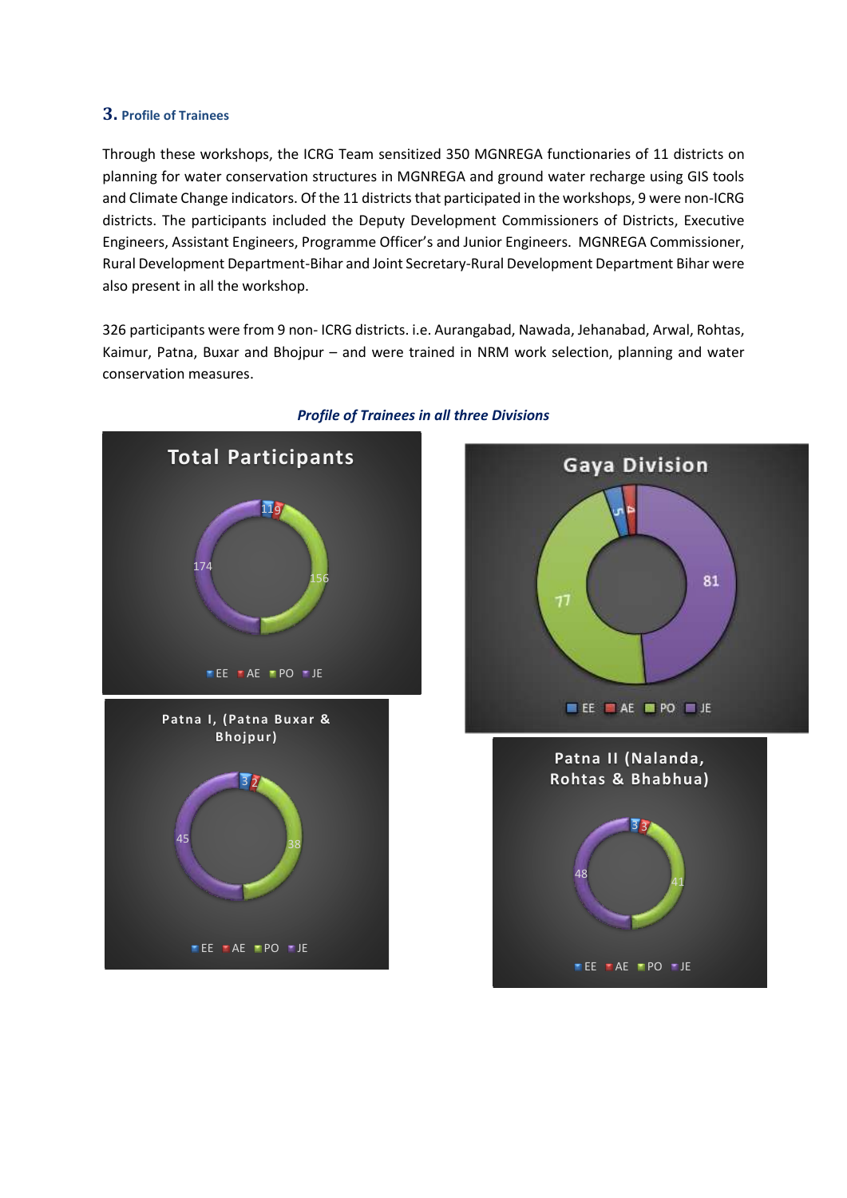## 3. Profile of Trainees

Through these workshops, the ICRG Team sensitized 350 MGNREGA functionaries of 11 districts on planning for water conservation structures in MGNREGA and ground water recharge using GIS tools and Climate Change indicators. Of the 11 districts that participated in the workshops, 9 were non-ICRG districts. The participants included the Deputy Development Commissioners of Districts, Executive Engineers, Assistant Engineers, Programme Officer's and Junior Engineers. MGNREGA Commissioner, Rural Development Department-Bihar and Joint Secretary-Rural Development Department Bihar were also present in all the workshop.

326 participants were from 9 non- ICRG districts. i.e. Aurangabad, Nawada, Jehanabad, Arwal, Rohtas, Kaimur, Patna, Buxar and Bhojpur – and were trained in NRM work selection, planning and water conservation measures.

***Profile of Trainees in all three Divisions***

**Total Participants**

| EE | AE | PO | JE |
|---|---|---|---|
| 11 | 9 | 156 | 174 |

**Gaya Division**

| EE | AE | PO | JE |
|---|---|---|---|
| 5 | 4 | 77 | 81 |

**Patna I, (Patna Buxar & Bhojpur)**

| EE | AE | PO | JE |
|---|---|---|---|
| 3 | 2 | 38 | 45 |

**Patna II (Nalanda, Rohtas & Bhabhua)**

| EE | AE | PO | JE |
|---|---|---|---|
| 3 | 3 | 41 | 48 |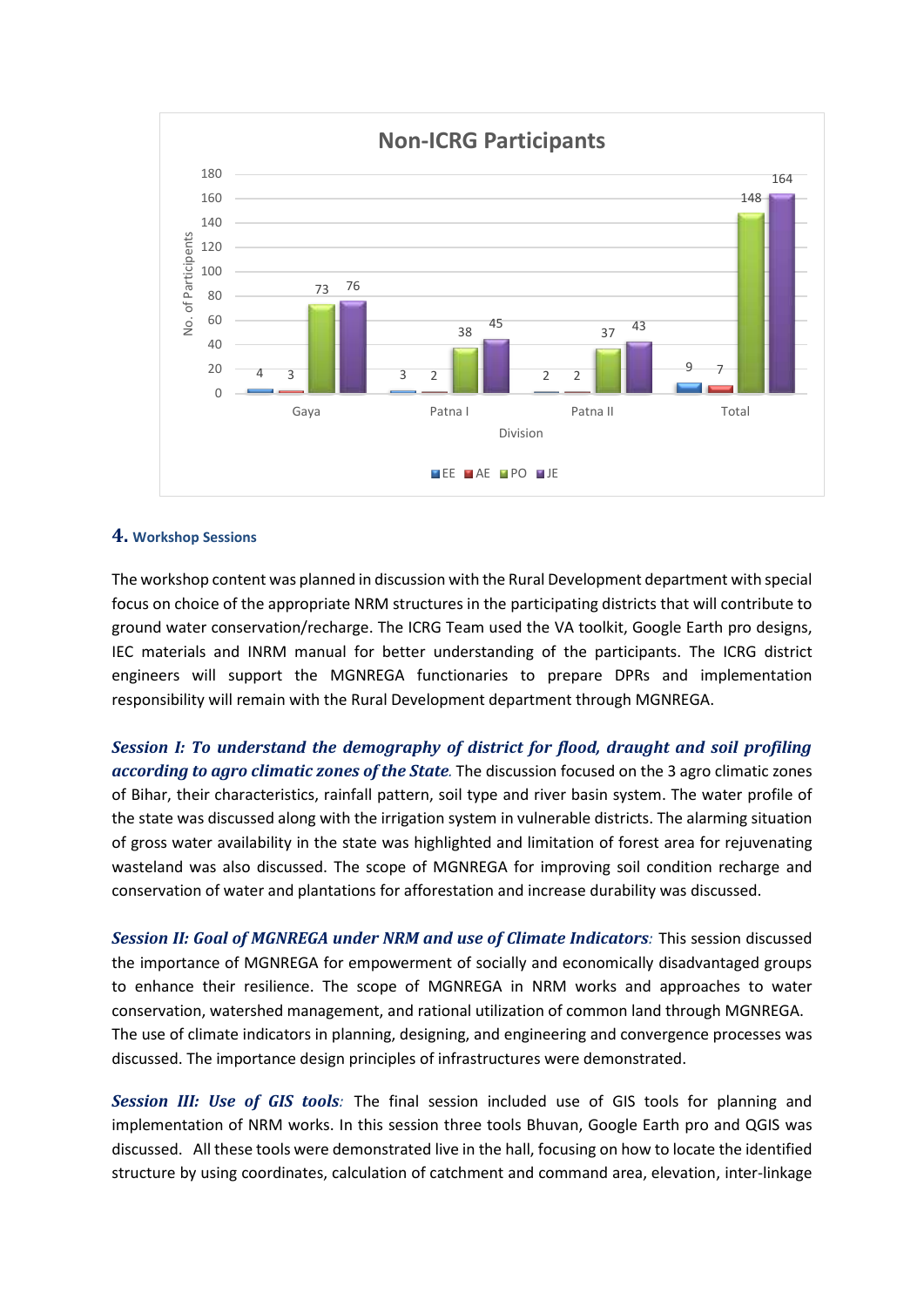**Non-ICRG Participants**

| Division | EE | AE | PO | JE |
|---|---|---|---|---|
| Gaya | 4 | 3 | 73 | 76 |
| Patna I | 3 | 2 | 38 | 45 |
| Patna II | 2 | 2 | 37 | 43 |
| Total | 9 | 7 | 148 | 164 |

## 4. Workshop Sessions

The workshop content was planned in discussion with the Rural Development department with special focus on choice of the appropriate NRM structures in the participating districts that will contribute to ground water conservation/recharge. The ICRG Team used the VA toolkit, Google Earth pro designs, IEC materials and INRM manual for better understanding of the participants. The ICRG district engineers will support the MGNREGA functionaries to prepare DPRs and implementation responsibility will remain with the Rural Development department through MGNREGA.

***Session I: To understand the demography of district for flood, draught and soil profiling according to agro climatic zones of the State.*** The discussion focused on the 3 agro climatic zones of Bihar, their characteristics, rainfall pattern, soil type and river basin system. The water profile of the state was discussed along with the irrigation system in vulnerable districts. The alarming situation of gross water availability in the state was highlighted and limitation of forest area for rejuvenating wasteland was also discussed. The scope of MGNREGA for improving soil condition recharge and conservation of water and plantations for afforestation and increase durability was discussed.

***Session II: Goal of MGNREGA under NRM and use of Climate Indicators:*** This session discussed the importance of MGNREGA for empowerment of socially and economically disadvantaged groups to enhance their resilience. The scope of MGNREGA in NRM works and approaches to water conservation, watershed management, and rational utilization of common land through MGNREGA. The use of climate indicators in planning, designing, and engineering and convergence processes was discussed. The importance design principles of infrastructures were demonstrated.

***Session III: Use of GIS tools:*** The final session included use of GIS tools for planning and implementation of NRM works. In this session three tools Bhuvan, Google Earth pro and QGIS was discussed. All these tools were demonstrated live in the hall, focusing on how to locate the identified structure by using coordinates, calculation of catchment and command area, elevation, inter-linkage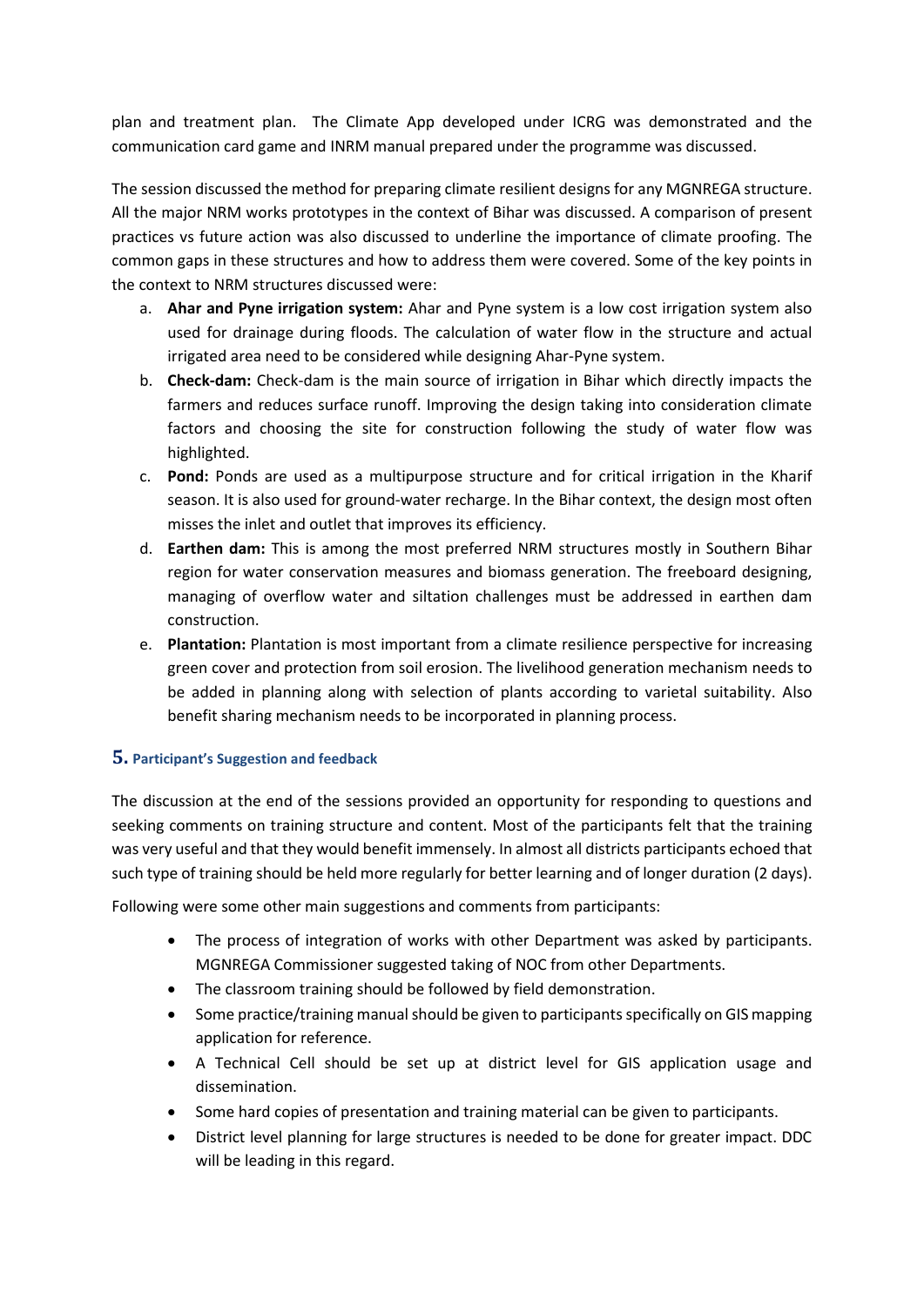plan and treatment plan. The Climate App developed under ICRG was demonstrated and the communication card game and INRM manual prepared under the programme was discussed.

The session discussed the method for preparing climate resilient designs for any MGNREGA structure. All the major NRM works prototypes in the context of Bihar was discussed. A comparison of present practices vs future action was also discussed to underline the importance of climate proofing. The common gaps in these structures and how to address them were covered. Some of the key points in the context to NRM structures discussed were:

a. **Ahar and Pyne irrigation system:** Ahar and Pyne system is a low cost irrigation system also used for drainage during floods. The calculation of water flow in the structure and actual irrigated area need to be considered while designing Ahar-Pyne system.
b. **Check-dam:** Check-dam is the main source of irrigation in Bihar which directly impacts the farmers and reduces surface runoff. Improving the design taking into consideration climate factors and choosing the site for construction following the study of water flow was highlighted.
c. **Pond:** Ponds are used as a multipurpose structure and for critical irrigation in the Kharif season. It is also used for ground-water recharge. In the Bihar context, the design most often misses the inlet and outlet that improves its efficiency.
d. **Earthen dam:** This is among the most preferred NRM structures mostly in Southern Bihar region for water conservation measures and biomass generation. The freeboard designing, managing of overflow water and siltation challenges must be addressed in earthen dam construction.
e. **Plantation:** Plantation is most important from a climate resilience perspective for increasing green cover and protection from soil erosion. The livelihood generation mechanism needs to be added in planning along with selection of plants according to varietal suitability. Also benefit sharing mechanism needs to be incorporated in planning process.

## 5. Participant's Suggestion and feedback

The discussion at the end of the sessions provided an opportunity for responding to questions and seeking comments on training structure and content. Most of the participants felt that the training was very useful and that they would benefit immensely. In almost all districts participants echoed that such type of training should be held more regularly for better learning and of longer duration (2 days).

Following were some other main suggestions and comments from participants:

- The process of integration of works with other Department was asked by participants. MGNREGA Commissioner suggested taking of NOC from other Departments.
- The classroom training should be followed by field demonstration.
- Some practice/training manual should be given to participants specifically on GIS mapping application for reference.
- A Technical Cell should be set up at district level for GIS application usage and dissemination.
- Some hard copies of presentation and training material can be given to participants.
- District level planning for large structures is needed to be done for greater impact. DDC will be leading in this regard.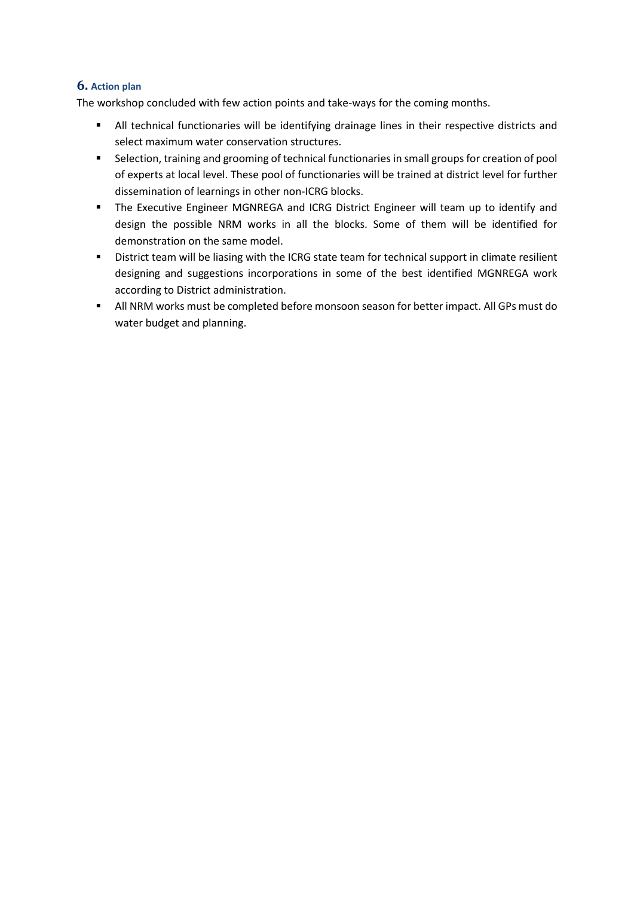## 6. Action plan

The workshop concluded with few action points and take-ways for the coming months.

- All technical functionaries will be identifying drainage lines in their respective districts and select maximum water conservation structures.
- Selection, training and grooming of technical functionaries in small groups for creation of pool of experts at local level. These pool of functionaries will be trained at district level for further dissemination of learnings in other non-ICRG blocks.
- The Executive Engineer MGNREGA and ICRG District Engineer will team up to identify and design the possible NRM works in all the blocks. Some of them will be identified for demonstration on the same model.
- District team will be liasing with the ICRG state team for technical support in climate resilient designing and suggestions incorporations in some of the best identified MGNREGA work according to District administration.
- All NRM works must be completed before monsoon season for better impact. All GPs must do water budget and planning.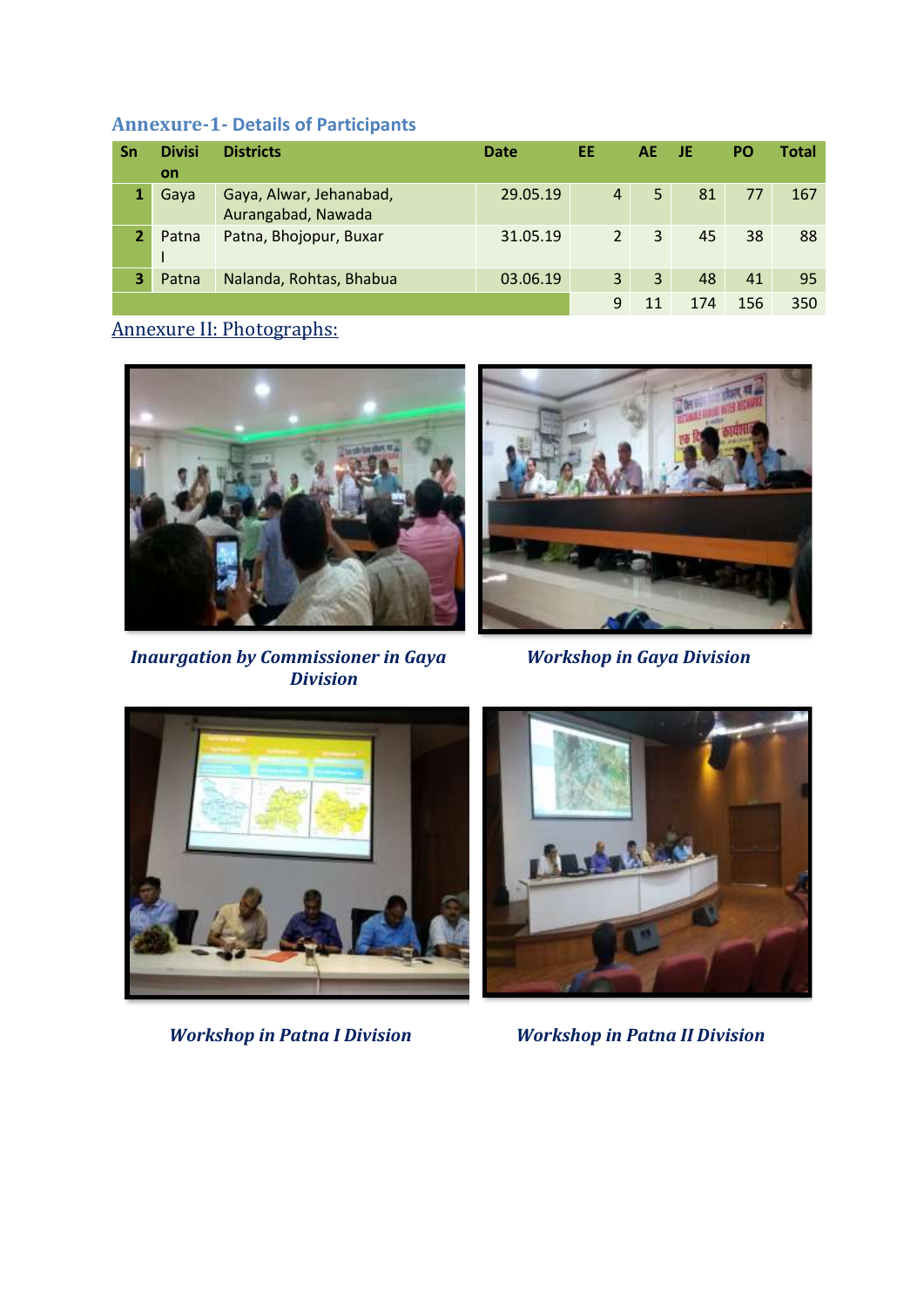## Annexure-1- Details of Participants

| Sn | Division | Districts | Date | EE | AE | JE | PO | Total |
|---|---|---|---|---|---|---|---|---|
| 1 | Gaya | Gaya, Alwar, Jehanabad, Aurangabad, Nawada | 29.05.19 | 4 | 5 | 81 | 77 | 167 |
| 2 | Patna I | Patna, Bhojopur, Buxar | 31.05.19 | 2 | 3 | 45 | 38 | 88 |
| 3 | Patna | Nalanda, Rohtas, Bhabua | 03.06.19 | 3 | 3 | 48 | 41 | 95 |
| | | | | 9 | 11 | 174 | 156 | 350 |

## Annexure II: Photographs:

***Inaurgation by Commissioner in Gaya Division***

***Workshop in Gaya Division***

***Workshop in Patna I Division***

***Workshop in Patna II Division***